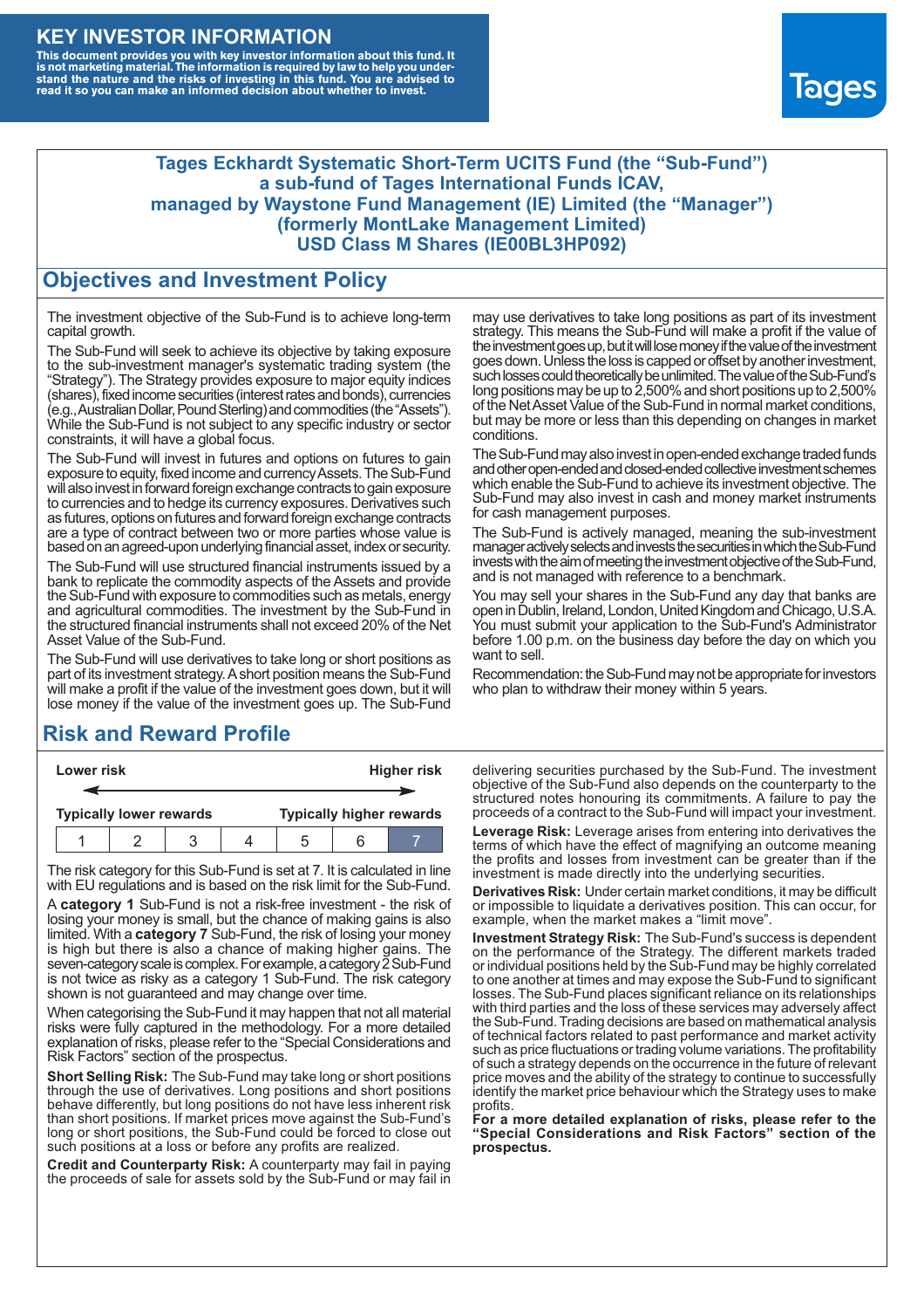# KEY INVESTOR INFORMATION

**This document provides you with key investor information about this fund. It is not marketing material. The information is required by law to help you understand the nature and the risks of investing in this fund. You are advised to read it so you can make an informed decision about whether to invest.**

Tages

**Tages Eckhardt Systematic Short-Term UCITS Fund (the "Sub-Fund")**
**a sub-fund of Tages International Funds ICAV,**
**managed by Waystone Fund Management (IE) Limited (the "Manager")**
**(formerly MontLake Management Limited)**
**USD Class M Shares (IE00BL3HP092)**

## Objectives and Investment Policy

The investment objective of the Sub-Fund is to achieve long-term capital growth.

The Sub-Fund will seek to achieve its objective by taking exposure to the sub-investment manager's systematic trading system (the "Strategy"). The Strategy provides exposure to major equity indices (shares), fixed income securities (interest rates and bonds), currencies (e.g., Australian Dollar, Pound Sterling) and commodities (the "Assets"). While the Sub-Fund is not subject to any specific industry or sector constraints, it will have a global focus.

The Sub-Fund will invest in futures and options on futures to gain exposure to equity, fixed income and currency Assets. The Sub-Fund will also invest in forward foreign exchange contracts to gain exposure to currencies and to hedge its currency exposures. Derivatives such as futures, options on futures and forward foreign exchange contracts are a type of contract between two or more parties whose value is based on an agreed-upon underlying financial asset, index or security.

The Sub-Fund will use structured financial instruments issued by a bank to replicate the commodity aspects of the Assets and provide the Sub-Fund with exposure to commodities such as metals, energy and agricultural commodities. The investment by the Sub-Fund in the structured financial instruments shall not exceed 20% of the Net Asset Value of the Sub-Fund.

The Sub-Fund will use derivatives to take long or short positions as part of its investment strategy. A short position means the Sub-Fund will make a profit if the value of the investment goes down, but it will lose money if the value of the investment goes up. The Sub-Fund may use derivatives to take long positions as part of its investment strategy. This means the Sub-Fund will make a profit if the value of the investment goes up, but it will lose money if the value of the investment goes down. Unless the loss is capped or offset by another investment, such losses could theoretically be unlimited. The value of the Sub-Fund's long positions may be up to 2,500% and short positions up to 2,500% of the Net Asset Value of the Sub-Fund in normal market conditions, but may be more or less than this depending on changes in market conditions.

The Sub-Fund may also invest in open-ended exchange traded funds and other open-ended and closed-ended collective investment schemes which enable the Sub-Fund to achieve its investment objective. The Sub-Fund may also invest in cash and money market instruments for cash management purposes.

The Sub-Fund is actively managed, meaning the sub-investment manager actively selects and invests the securities in which the Sub-Fund invests with the aim of meeting the investment objective of the Sub-Fund, and is not managed with reference to a benchmark.

You may sell your shares in the Sub-Fund any day that banks are open in Dublin, Ireland, London, United Kingdom and Chicago, U.S.A. You must submit your application to the Sub-Fund's Administrator before 1.00 p.m. on the business day before the day on which you want to sell.

Recommendation: the Sub-Fund may not be appropriate for investors who plan to withdraw their money within 5 years.

## Risk and Reward Profile

| Lower risk | | | | | | Higher risk |
|---|---|---|---|---|---|---|
| Typically lower rewards | | | | | | Typically higher rewards |
| 1 | 2 | 3 | 4 | 5 | 6 | **7** |

The risk category for this Sub-Fund is set at 7. It is calculated in line with EU regulations and is based on the risk limit for the Sub-Fund.

A **category 1** Sub-Fund is not a risk-free investment - the risk of losing your money is small, but the chance of making gains is also limited. With a **category 7** Sub-Fund, the risk of losing your money is high but there is also a chance of making higher gains. The seven-category scale is complex. For example, a category 2 Sub-Fund is not twice as risky as a category 1 Sub-Fund. The risk category shown is not guaranteed and may change over time.

When categorising the Sub-Fund it may happen that not all material risks were fully captured in the methodology. For a more detailed explanation of risks, please refer to the "Special Considerations and Risk Factors" section of the prospectus.

**Short Selling Risk:** The Sub-Fund may take long or short positions through the use of derivatives. Long positions and short positions behave differently, but long positions do not have less inherent risk than short positions. If market prices move against the Sub-Fund's long or short positions, the Sub-Fund could be forced to close out such positions at a loss or before any profits are realized.

**Credit and Counterparty Risk:** A counterparty may fail in paying the proceeds of sale for assets sold by the Sub-Fund or may fail in delivering securities purchased by the Sub-Fund. The investment objective of the Sub-Fund also depends on the counterparty to the structured notes honouring its commitments. A failure to pay the proceeds of a contract to the Sub-Fund will impact your investment.

**Leverage Risk:** Leverage arises from entering into derivatives the terms of which have the effect of magnifying an outcome meaning the profits and losses from investment can be greater than if the investment is made directly into the underlying securities.

**Derivatives Risk:** Under certain market conditions, it may be difficult or impossible to liquidate a derivatives position. This can occur, for example, when the market makes a "limit move".

**Investment Strategy Risk:** The Sub-Fund's success is dependent on the performance of the Strategy. The different markets traded or individual positions held by the Sub-Fund may be highly correlated to one another at times and may expose the Sub-Fund to significant losses. The Sub-Fund places significant reliance on its relationships with third parties and the loss of these services may adversely affect the Sub-Fund. Trading decisions are based on mathematical analysis of technical factors related to past performance and market activity such as price fluctuations or trading volume variations. The profitability of such a strategy depends on the occurrence in the future of relevant price moves and the ability of the strategy to continue to successfully identify the market price behaviour which the Strategy uses to make profits.

**For a more detailed explanation of risks, please refer to the "Special Considerations and Risk Factors" section of the prospectus.**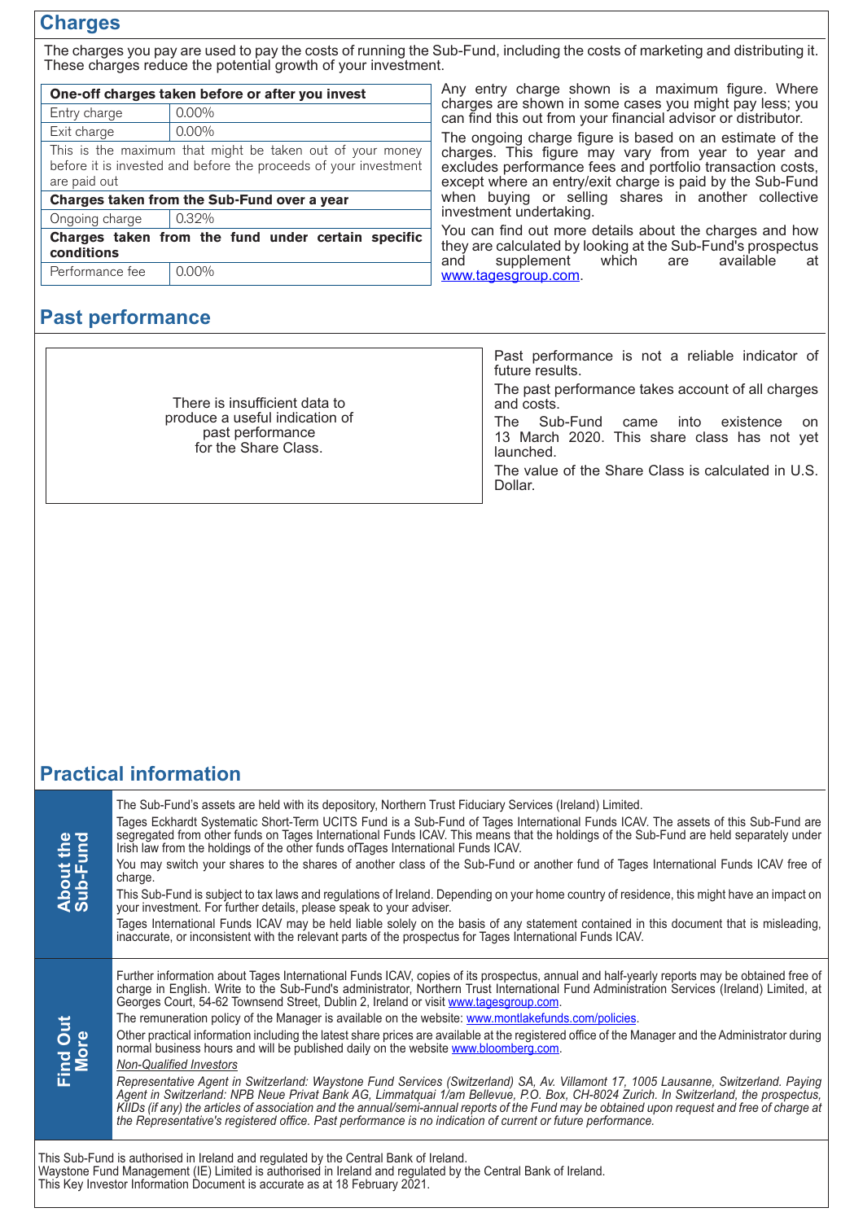## Charges

The charges you pay are used to pay the costs of running the Sub-Fund, including the costs of marketing and distributing it. These charges reduce the potential growth of your investment.

| **One-off charges taken before or after you invest** | |
|---|---|
| Entry charge | 0.00% |
| Exit charge | 0.00% |
| This is the maximum that might be taken out of your money before it is invested and before the proceeds of your investment are paid out | |
| **Charges taken from the Sub-Fund over a year** | |
| Ongoing charge | 0.32% |
| **Charges taken from the fund under certain specific conditions** | |
| Performance fee | 0.00% |

Any entry charge shown is a maximum figure. Where charges are shown in some cases you might pay less; you can find this out from your financial advisor or distributor.

The ongoing charge figure is based on an estimate of the charges. This figure may vary from year to year and excludes performance fees and portfolio transaction costs, except where an entry/exit charge is paid by the Sub-Fund when buying or selling shares in another collective investment undertaking.

You can find out more details about the charges and how they are calculated by looking at the Sub-Fund's prospectus and supplement which are available at www.tagesgroup.com.

## Past performance

There is insufficient data to produce a useful indication of past performance for the Share Class.

Past performance is not a reliable indicator of future results.

The past performance takes account of all charges and costs.

The Sub-Fund came into existence on 13 March 2020. This share class has not yet launched.

The value of the Share Class is calculated in U.S. Dollar.

## Practical information

**About the Sub-Fund**

The Sub-Fund's assets are held with its depository, Northern Trust Fiduciary Services (Ireland) Limited.

Tages Eckhardt Systematic Short-Term UCITS Fund is a Sub-Fund of Tages International Funds ICAV. The assets of this Sub-Fund are segregated from other funds on Tages International Funds ICAV. This means that the holdings of the Sub-Fund are held separately under Irish law from the holdings of the other funds ofTages International Funds ICAV.

You may switch your shares to the shares of another class of the Sub-Fund or another fund of Tages International Funds ICAV free of charge.

This Sub-Fund is subject to tax laws and regulations of Ireland. Depending on your home country of residence, this might have an impact on your investment. For further details, please speak to your adviser.

Tages International Funds ICAV may be held liable solely on the basis of any statement contained in this document that is misleading, inaccurate, or inconsistent with the relevant parts of the prospectus for Tages International Funds ICAV.

**Find Out More**

Further information about Tages International Funds ICAV, copies of its prospectus, annual and half-yearly reports may be obtained free of charge in English. Write to the Sub-Fund's administrator, Northern Trust International Fund Administration Services (Ireland) Limited, at Georges Court, 54-62 Townsend Street, Dublin 2, Ireland or visit www.tagesgroup.com.

The remuneration policy of the Manager is available on the website: www.montlakefunds.com/policies.

Other practical information including the latest share prices are available at the registered office of the Manager and the Administrator during normal business hours and will be published daily on the website www.bloomberg.com.

*Non-Qualified Investors*

*Representative Agent in Switzerland: Waystone Fund Services (Switzerland) SA, Av. Villamont 17, 1005 Lausanne, Switzerland. Paying Agent in Switzerland: NPB Neue Privat Bank AG, Limmatquai 1/am Bellevue, P.O. Box, CH-8024 Zurich. In Switzerland, the prospectus, KIIDs (if any) the articles of association and the annual/semi-annual reports of the Fund may be obtained upon request and free of charge at the Representative's registered office. Past performance is no indication of current or future performance.*

This Sub-Fund is authorised in Ireland and regulated by the Central Bank of Ireland.
Waystone Fund Management (IE) Limited is authorised in Ireland and regulated by the Central Bank of Ireland.
This Key Investor Information Document is accurate as at 18 February 2021.